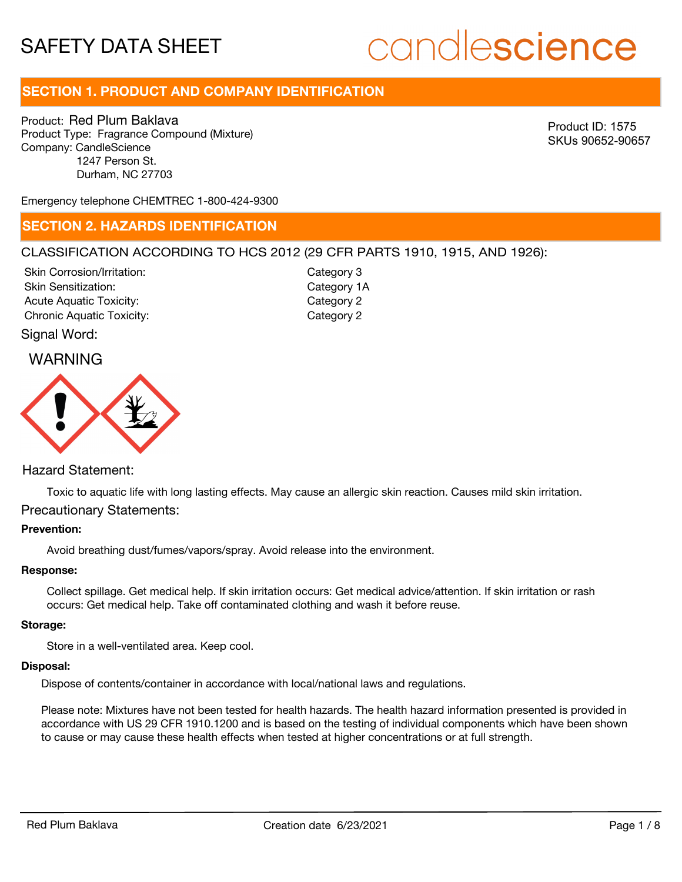# SAFETY DATA SHEET

candlescience

## SECTION 1. PRODUCT AND COMPANY IDENTIFICATION

Product: Red Plum Baklava
Product Type: Fragrance Compound (Mixture)
Company: CandleScience
1247 Person St.
Durham, NC 27703

Product ID: 1575
SKUs 90652-90657

Emergency telephone CHEMTREC 1-800-424-9300

## SECTION 2. HAZARDS IDENTIFICATION

CLASSIFICATION ACCORDING TO HCS 2012 (29 CFR PARTS 1910, 1915, AND 1926):

| | |
|---|---|
| Skin Corrosion/Irritation: | Category 3 |
| Skin Sensitization: | Category 1A |
| Acute Aquatic Toxicity: | Category 2 |
| Chronic Aquatic Toxicity: | Category 2 |

Signal Word:

WARNING

Hazard Statement:

Toxic to aquatic life with long lasting effects. May cause an allergic skin reaction. Causes mild skin irritation.

Precautionary Statements:

**Prevention:**

Avoid breathing dust/fumes/vapors/spray. Avoid release into the environment.

**Response:**

Collect spillage. Get medical help. If skin irritation occurs: Get medical advice/attention. If skin irritation or rash occurs: Get medical help. Take off contaminated clothing and wash it before reuse.

**Storage:**

Store in a well-ventilated area. Keep cool.

**Disposal:**

Dispose of contents/container in accordance with local/national laws and regulations.

Please note: Mixtures have not been tested for health hazards. The health hazard information presented is provided in accordance with US 29 CFR 1910.1200 and is based on the testing of individual components which have been shown to cause or may cause these health effects when tested at higher concentrations or at full strength.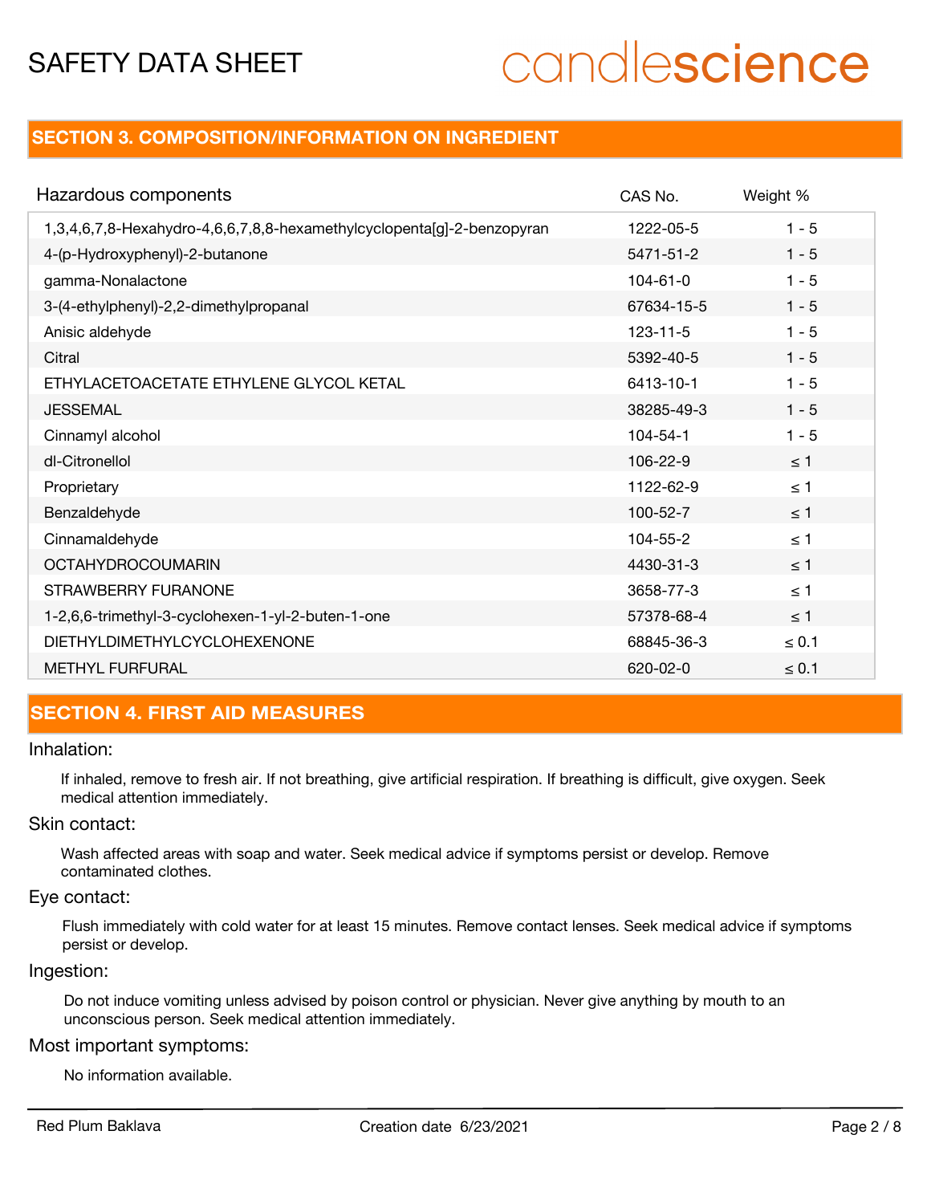## SECTION 3. COMPOSITION/INFORMATION ON INGREDIENT

| Hazardous components | CAS No. | Weight % |
|---|---|---|
| 1,3,4,6,7,8-Hexahydro-4,6,6,7,8,8-hexamethylcyclopenta[g]-2-benzopyran | 1222-05-5 | 1 - 5 |
| 4-(p-Hydroxyphenyl)-2-butanone | 5471-51-2 | 1 - 5 |
| gamma-Nonalactone | 104-61-0 | 1 - 5 |
| 3-(4-ethylphenyl)-2,2-dimethylpropanal | 67634-15-5 | 1 - 5 |
| Anisic aldehyde | 123-11-5 | 1 - 5 |
| Citral | 5392-40-5 | 1 - 5 |
| ETHYLACETOACETATE ETHYLENE GLYCOL KETAL | 6413-10-1 | 1 - 5 |
| JESSEMAL | 38285-49-3 | 1 - 5 |
| Cinnamyl alcohol | 104-54-1 | 1 - 5 |
| dl-Citronellol | 106-22-9 | ≤ 1 |
| Proprietary | 1122-62-9 | ≤ 1 |
| Benzaldehyde | 100-52-7 | ≤ 1 |
| Cinnamaldehyde | 104-55-2 | ≤ 1 |
| OCTAHYDROCOUMARIN | 4430-31-3 | ≤ 1 |
| STRAWBERRY FURANONE | 3658-77-3 | ≤ 1 |
| 1-2,6,6-trimethyl-3-cyclohexen-1-yl-2-buten-1-one | 57378-68-4 | ≤ 1 |
| DIETHYLDIMETHYLCYCLOHEXENONE | 68845-36-3 | ≤ 0.1 |
| METHYL FURFURAL | 620-02-0 | ≤ 0.1 |

## SECTION 4. FIRST AID MEASURES

### Inhalation:

If inhaled, remove to fresh air. If not breathing, give artificial respiration. If breathing is difficult, give oxygen. Seek medical attention immediately.

### Skin contact:

Wash affected areas with soap and water. Seek medical advice if symptoms persist or develop. Remove contaminated clothes.

### Eye contact:

Flush immediately with cold water for at least 15 minutes. Remove contact lenses. Seek medical advice if symptoms persist or develop.

### Ingestion:

Do not induce vomiting unless advised by poison control or physician. Never give anything by mouth to an unconscious person. Seek medical attention immediately.

### Most important symptoms:

No information available.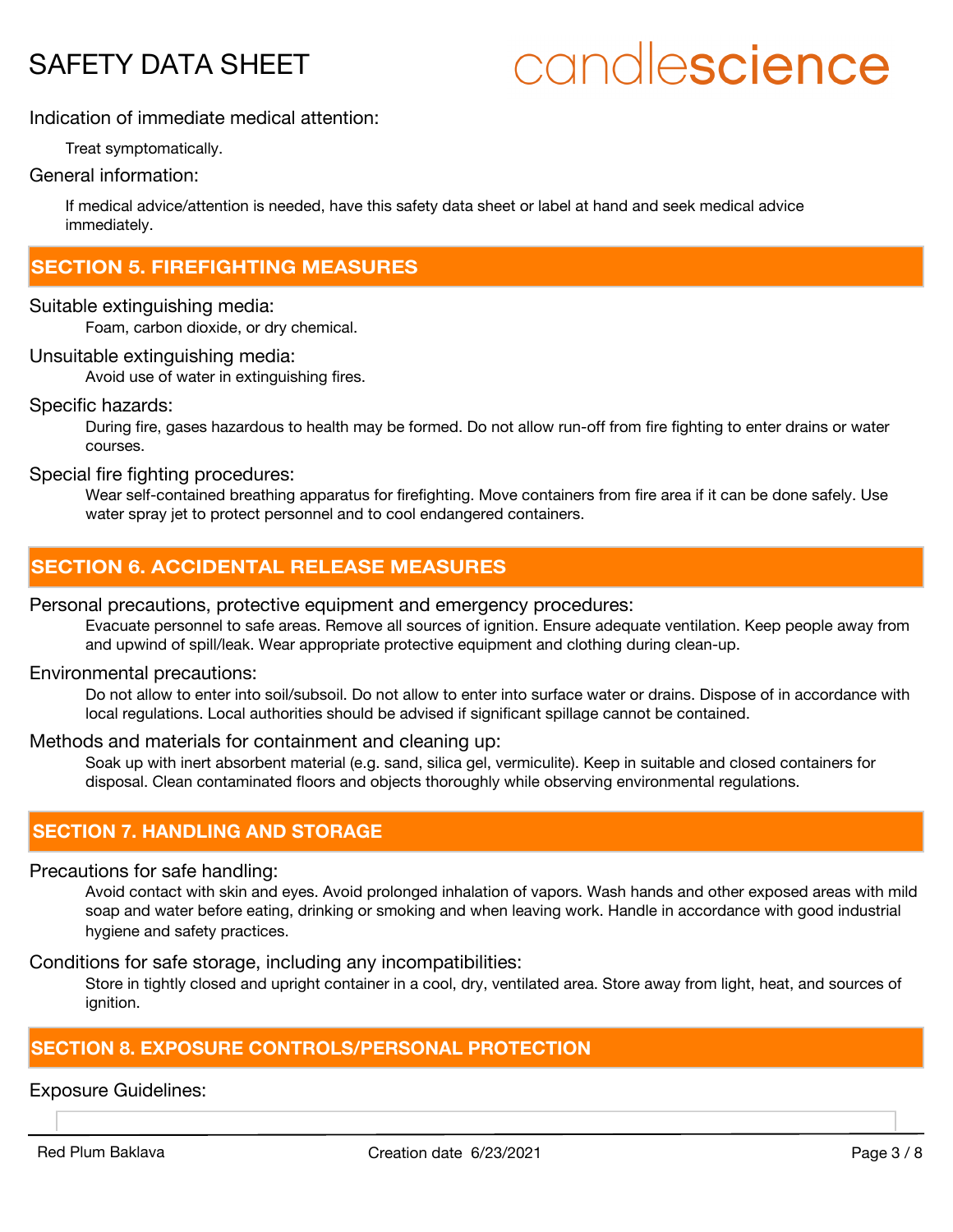Indication of immediate medical attention:

Treat symptomatically.

General information:

If medical advice/attention is needed, have this safety data sheet or label at hand and seek medical advice immediately.

## SECTION 5. FIREFIGHTING MEASURES

Suitable extinguishing media:

Foam, carbon dioxide, or dry chemical.

Unsuitable extinguishing media:

Avoid use of water in extinguishing fires.

Specific hazards:

During fire, gases hazardous to health may be formed. Do not allow run-off from fire fighting to enter drains or water courses.

Special fire fighting procedures:

Wear self-contained breathing apparatus for firefighting. Move containers from fire area if it can be done safely. Use water spray jet to protect personnel and to cool endangered containers.

## SECTION 6. ACCIDENTAL RELEASE MEASURES

Personal precautions, protective equipment and emergency procedures:

Evacuate personnel to safe areas. Remove all sources of ignition. Ensure adequate ventilation. Keep people away from and upwind of spill/leak. Wear appropriate protective equipment and clothing during clean-up.

Environmental precautions:

Do not allow to enter into soil/subsoil. Do not allow to enter into surface water or drains. Dispose of in accordance with local regulations. Local authorities should be advised if significant spillage cannot be contained.

Methods and materials for containment and cleaning up:

Soak up with inert absorbent material (e.g. sand, silica gel, vermiculite). Keep in suitable and closed containers for disposal. Clean contaminated floors and objects thoroughly while observing environmental regulations.

## SECTION 7. HANDLING AND STORAGE

Precautions for safe handling:

Avoid contact with skin and eyes. Avoid prolonged inhalation of vapors. Wash hands and other exposed areas with mild soap and water before eating, drinking or smoking and when leaving work. Handle in accordance with good industrial hygiene and safety practices.

Conditions for safe storage, including any incompatibilities:

Store in tightly closed and upright container in a cool, dry, ventilated area. Store away from light, heat, and sources of ignition.

## SECTION 8. EXPOSURE CONTROLS/PERSONAL PROTECTION

Exposure Guidelines: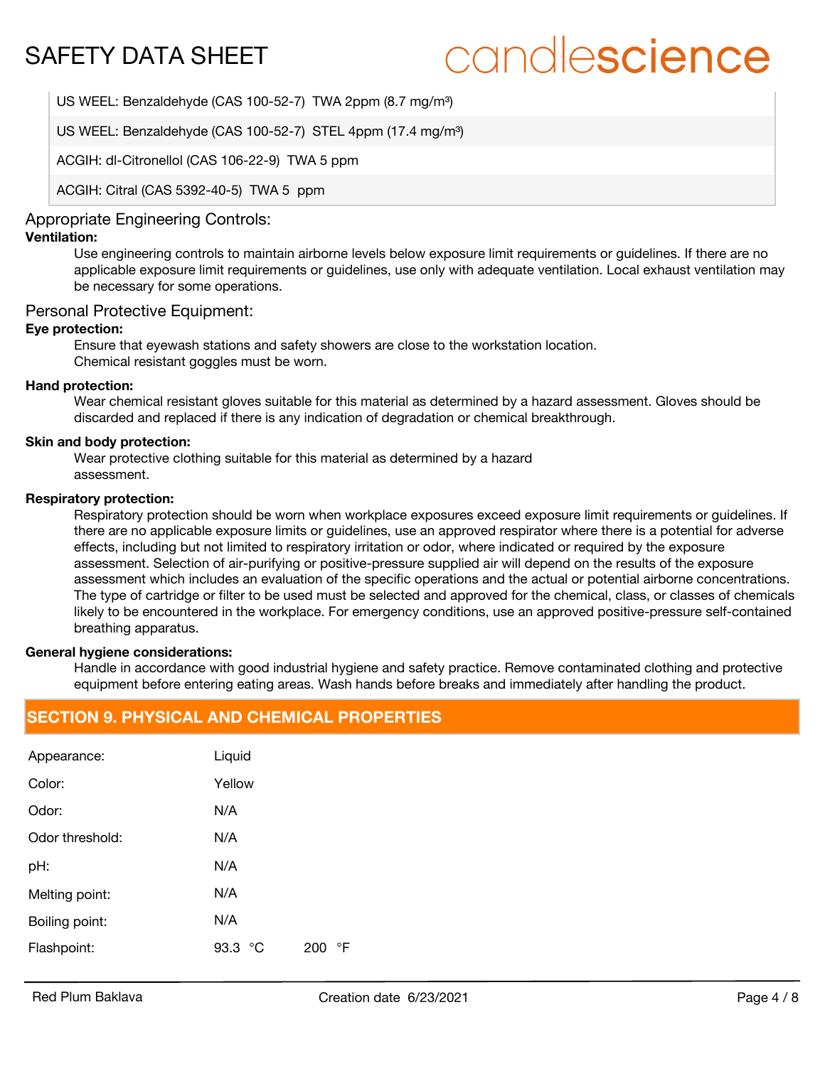| US WEEL: Benzaldehyde (CAS 100-52-7) TWA 2ppm (8.7 mg/m³) |
|---|
| US WEEL: Benzaldehyde (CAS 100-52-7) STEL 4ppm (17.4 mg/m³) |
| ACGIH: dl-Citronellol (CAS 106-22-9) TWA 5 ppm |
| ACGIH: Citral (CAS 5392-40-5) TWA 5 ppm |

## Appropriate Engineering Controls:

**Ventilation:**

Use engineering controls to maintain airborne levels below exposure limit requirements or guidelines. If there are no applicable exposure limit requirements or guidelines, use only with adequate ventilation. Local exhaust ventilation may be necessary for some operations.

## Personal Protective Equipment:

**Eye protection:**

Ensure that eyewash stations and safety showers are close to the workstation location.
Chemical resistant goggles must be worn.

**Hand protection:**

Wear chemical resistant gloves suitable for this material as determined by a hazard assessment. Gloves should be discarded and replaced if there is any indication of degradation or chemical breakthrough.

**Skin and body protection:**

Wear protective clothing suitable for this material as determined by a hazard assessment.

**Respiratory protection:**

Respiratory protection should be worn when workplace exposures exceed exposure limit requirements or guidelines. If there are no applicable exposure limits or guidelines, use an approved respirator where there is a potential for adverse effects, including but not limited to respiratory irritation or odor, where indicated or required by the exposure assessment. Selection of air-purifying or positive-pressure supplied air will depend on the results of the exposure assessment which includes an evaluation of the specific operations and the actual or potential airborne concentrations. The type of cartridge or filter to be used must be selected and approved for the chemical, class, or classes of chemicals likely to be encountered in the workplace. For emergency conditions, use an approved positive-pressure self-contained breathing apparatus.

**General hygiene considerations:**

Handle in accordance with good industrial hygiene and safety practice. Remove contaminated clothing and protective equipment before entering eating areas. Wash hands before breaks and immediately after handling the product.

## SECTION 9. PHYSICAL AND CHEMICAL PROPERTIES

| | |
|---|---|
| Appearance: | Liquid |
| Color: | Yellow |
| Odor: | N/A |
| Odor threshold: | N/A |
| pH: | N/A |
| Melting point: | N/A |
| Boiling point: | N/A |
| Flashpoint: | 93.3 °C 200 °F |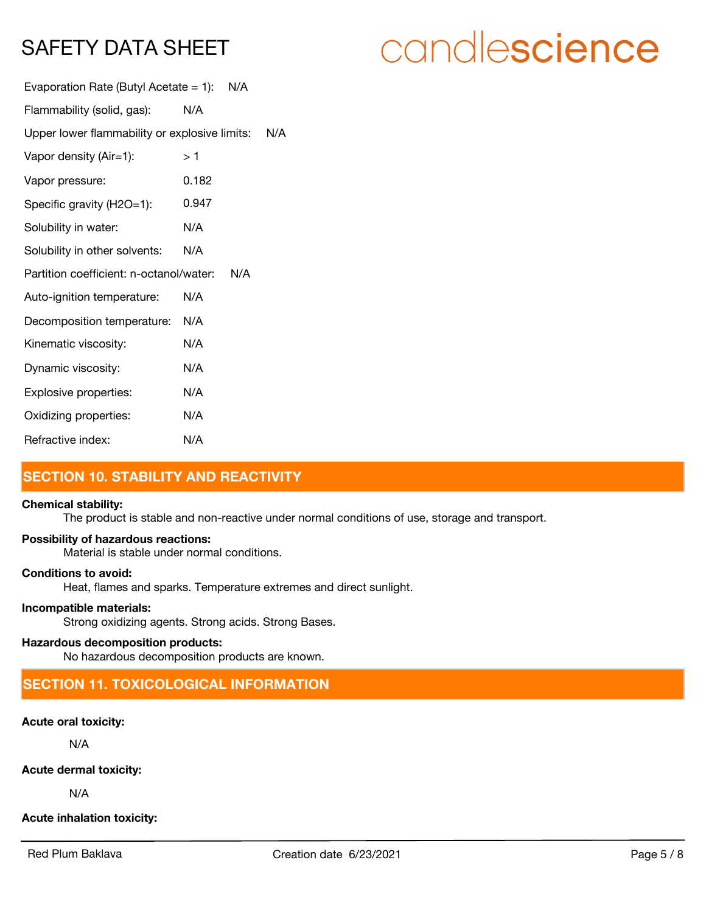Evaporation Rate (Butyl Acetate = 1): N/A

Flammability (solid, gas): N/A

Upper lower flammability or explosive limits: N/A

Vapor density (Air=1): > 1

Vapor pressure: 0.182

Specific gravity (H2O=1): 0.947

Solubility in water: N/A

Solubility in other solvents: N/A

Partition coefficient: n-octanol/water: N/A

Auto-ignition temperature: N/A

Decomposition temperature: N/A

Kinematic viscosity: N/A

Dynamic viscosity: N/A

Explosive properties: N/A

Oxidizing properties: N/A

Refractive index: N/A

## SECTION 10. STABILITY AND REACTIVITY

**Chemical stability:**
The product is stable and non-reactive under normal conditions of use, storage and transport.

**Possibility of hazardous reactions:**
Material is stable under normal conditions.

**Conditions to avoid:**
Heat, flames and sparks. Temperature extremes and direct sunlight.

**Incompatible materials:**
Strong oxidizing agents. Strong acids. Strong Bases.

**Hazardous decomposition products:**
No hazardous decomposition products are known.

## SECTION 11. TOXICOLOGICAL INFORMATION

**Acute oral toxicity:**

N/A

**Acute dermal toxicity:**

N/A

**Acute inhalation toxicity:**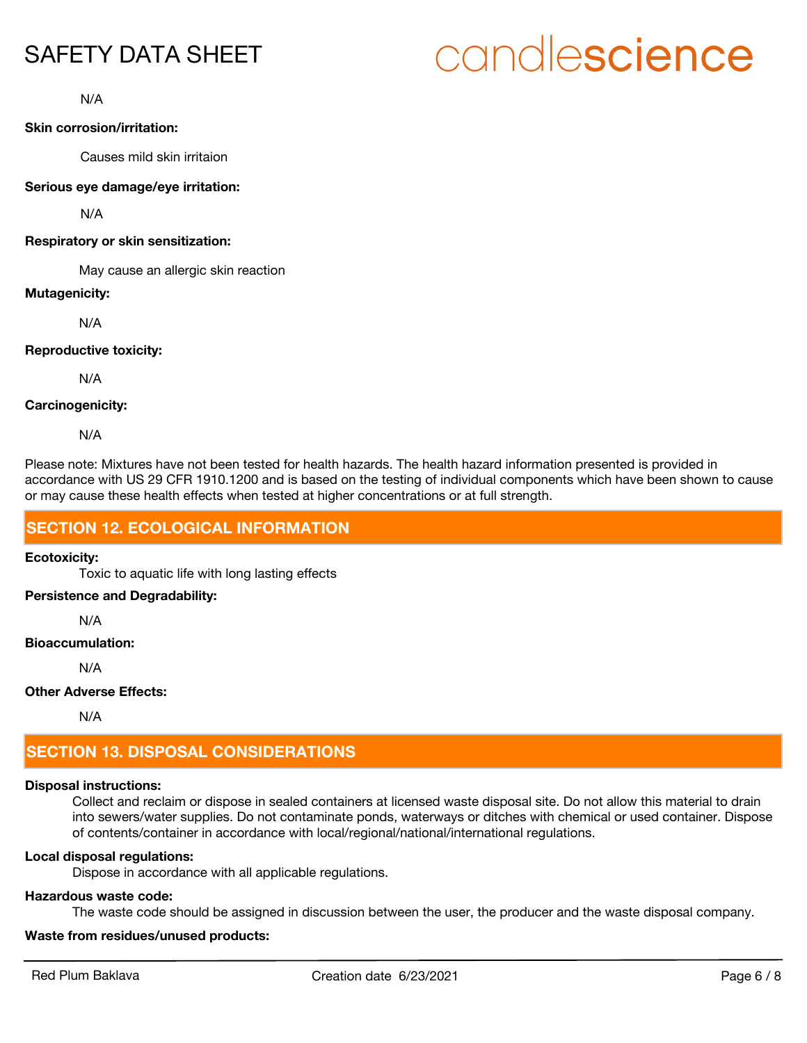N/A

**Skin corrosion/irritation:**

Causes mild skin irritaion

**Serious eye damage/eye irritation:**

N/A

**Respiratory or skin sensitization:**

May cause an allergic skin reaction

**Mutagenicity:**

N/A

**Reproductive toxicity:**

N/A

**Carcinogenicity:**

N/A

Please note: Mixtures have not been tested for health hazards. The health hazard information presented is provided in accordance with US 29 CFR 1910.1200 and is based on the testing of individual components which have been shown to cause or may cause these health effects when tested at higher concentrations or at full strength.

## SECTION 12. ECOLOGICAL INFORMATION

**Ecotoxicity:**

Toxic to aquatic life with long lasting effects

**Persistence and Degradability:**

N/A

**Bioaccumulation:**

N/A

**Other Adverse Effects:**

N/A

## SECTION 13. DISPOSAL CONSIDERATIONS

**Disposal instructions:**

Collect and reclaim or dispose in sealed containers at licensed waste disposal site. Do not allow this material to drain into sewers/water supplies. Do not contaminate ponds, waterways or ditches with chemical or used container. Dispose of contents/container in accordance with local/regional/national/international regulations.

**Local disposal regulations:**

Dispose in accordance with all applicable regulations.

**Hazardous waste code:**

The waste code should be assigned in discussion between the user, the producer and the waste disposal company.

**Waste from residues/unused products:**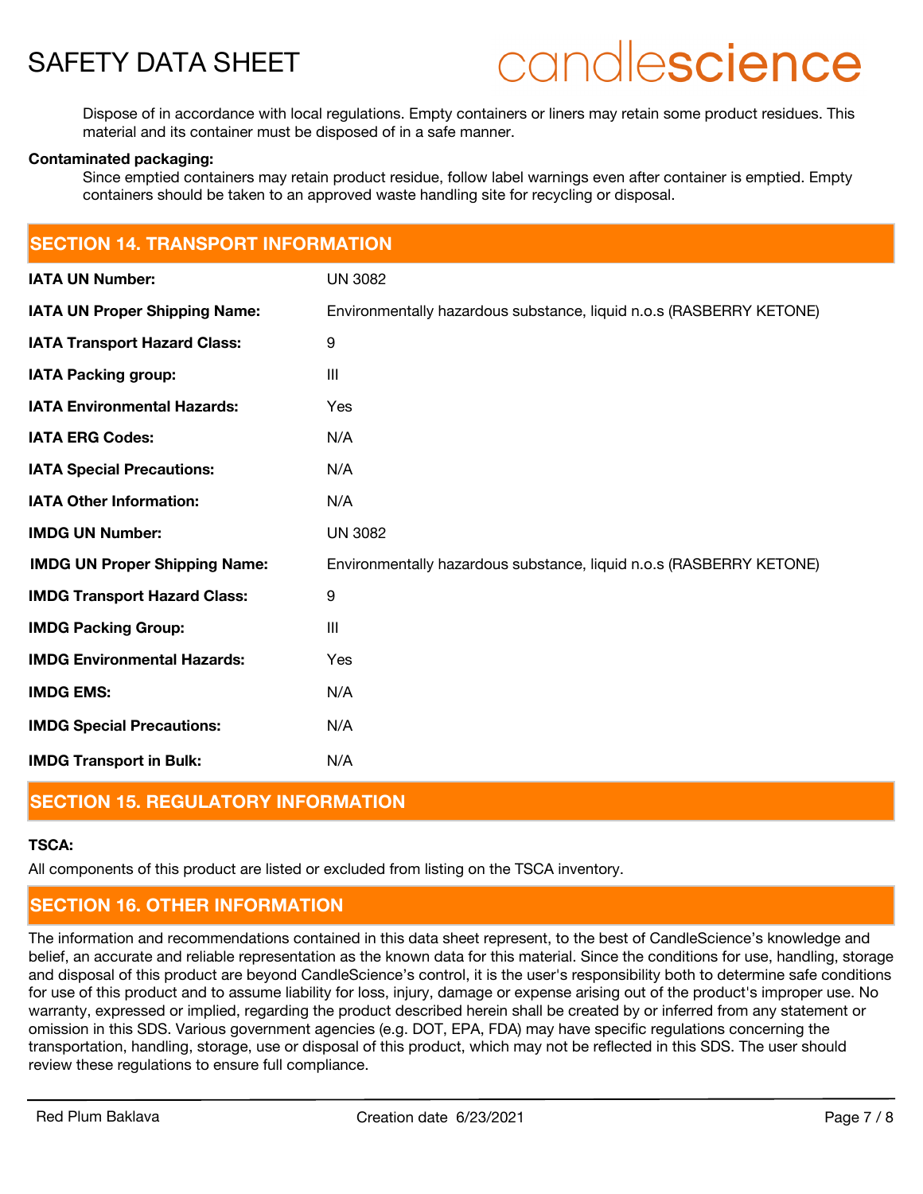Dispose of in accordance with local regulations. Empty containers or liners may retain some product residues. This material and its container must be disposed of in a safe manner.

**Contaminated packaging:**

Since emptied containers may retain product residue, follow label warnings even after container is emptied. Empty containers should be taken to an approved waste handling site for recycling or disposal.

## SECTION 14. TRANSPORT INFORMATION

| | |
|---|---|
| **IATA UN Number:** | UN 3082 |
| **IATA UN Proper Shipping Name:** | Environmentally hazardous substance, liquid n.o.s (RASBERRY KETONE) |
| **IATA Transport Hazard Class:** | 9 |
| **IATA Packing group:** | III |
| **IATA Environmental Hazards:** | Yes |
| **IATA ERG Codes:** | N/A |
| **IATA Special Precautions:** | N/A |
| **IATA Other Information:** | N/A |
| **IMDG UN Number:** | UN 3082 |
| **IMDG UN Proper Shipping Name:** | Environmentally hazardous substance, liquid n.o.s (RASBERRY KETONE) |
| **IMDG Transport Hazard Class:** | 9 |
| **IMDG Packing Group:** | III |
| **IMDG Environmental Hazards:** | Yes |
| **IMDG EMS:** | N/A |
| **IMDG Special Precautions:** | N/A |
| **IMDG Transport in Bulk:** | N/A |

## SECTION 15. REGULATORY INFORMATION

**TSCA:**

All components of this product are listed or excluded from listing on the TSCA inventory.

## SECTION 16. OTHER INFORMATION

The information and recommendations contained in this data sheet represent, to the best of CandleScience's knowledge and belief, an accurate and reliable representation as the known data for this material. Since the conditions for use, handling, storage and disposal of this product are beyond CandleScience's control, it is the user's responsibility both to determine safe conditions for use of this product and to assume liability for loss, injury, damage or expense arising out of the product's improper use. No warranty, expressed or implied, regarding the product described herein shall be created by or inferred from any statement or omission in this SDS. Various government agencies (e.g. DOT, EPA, FDA) may have specific regulations concerning the transportation, handling, storage, use or disposal of this product, which may not be reflected in this SDS. The user should review these regulations to ensure full compliance.